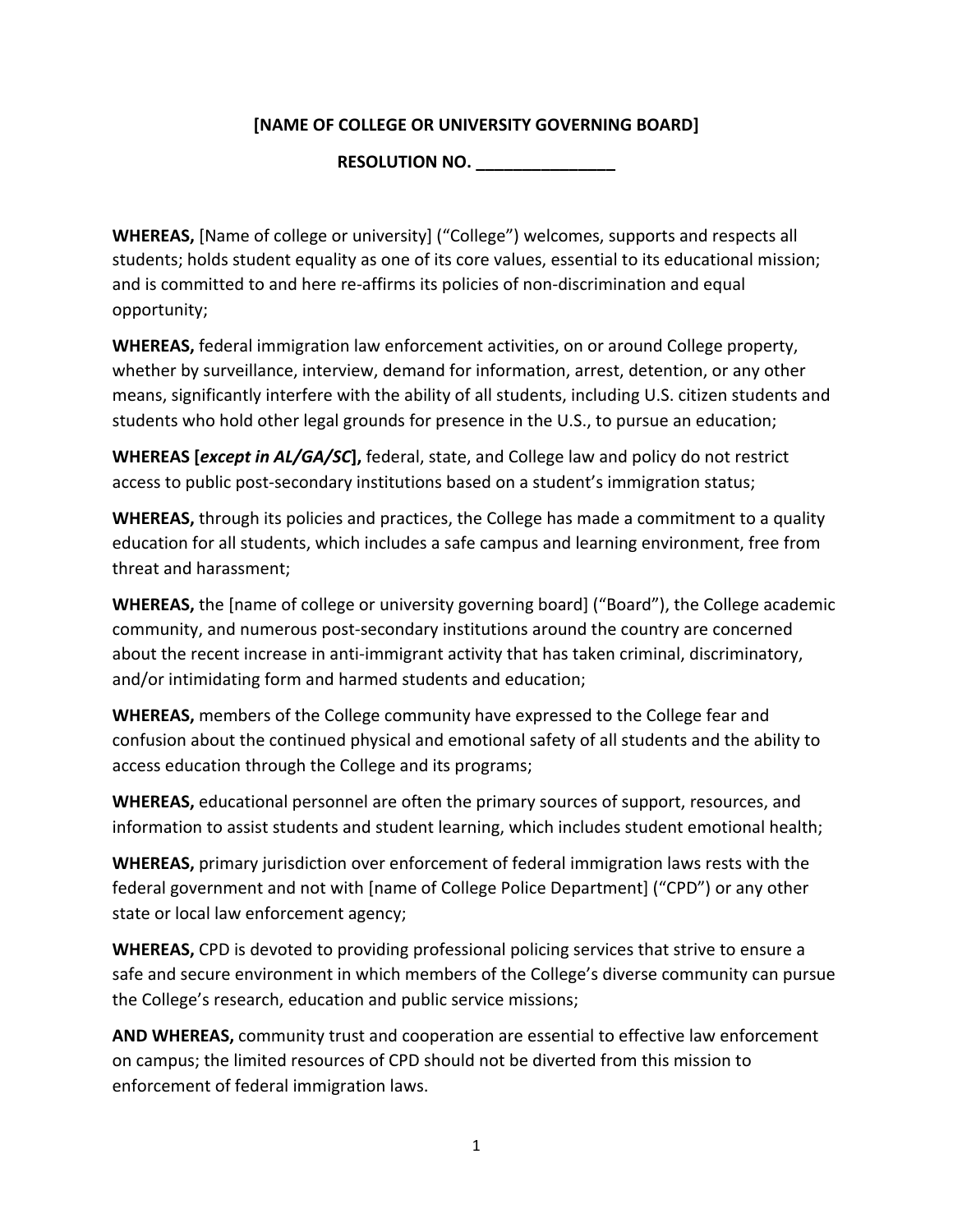**[NAME OF COLLEGE OR UNIVERSITY GOVERNING BOARD]**

**RESOLUTION NO. _______________**

**WHEREAS,** [Name of college or university] ("College") welcomes, supports and respects all students; holds student equality as one of its core values, essential to its educational mission; and is committed to and here re-affirms its policies of non-discrimination and equal opportunity;

**WHEREAS,** federal immigration law enforcement activities, on or around College property, whether by surveillance, interview, demand for information, arrest, detention, or any other means, significantly interfere with the ability of all students, including U.S. citizen students and students who hold other legal grounds for presence in the U.S., to pursue an education;

**WHEREAS [*except in AL/GA/SC*],** federal, state, and College law and policy do not restrict access to public post-secondary institutions based on a student's immigration status;

**WHEREAS,** through its policies and practices, the College has made a commitment to a quality education for all students, which includes a safe campus and learning environment, free from threat and harassment;

**WHEREAS,** the [name of college or university governing board] ("Board"), the College academic community, and numerous post-secondary institutions around the country are concerned about the recent increase in anti-immigrant activity that has taken criminal, discriminatory, and/or intimidating form and harmed students and education;

**WHEREAS,** members of the College community have expressed to the College fear and confusion about the continued physical and emotional safety of all students and the ability to access education through the College and its programs;

**WHEREAS,** educational personnel are often the primary sources of support, resources, and information to assist students and student learning, which includes student emotional health;

**WHEREAS,** primary jurisdiction over enforcement of federal immigration laws rests with the federal government and not with [name of College Police Department] ("CPD") or any other state or local law enforcement agency;

**WHEREAS,** CPD is devoted to providing professional policing services that strive to ensure a safe and secure environment in which members of the College's diverse community can pursue the College's research, education and public service missions;

**AND WHEREAS,** community trust and cooperation are essential to effective law enforcement on campus; the limited resources of CPD should not be diverted from this mission to enforcement of federal immigration laws.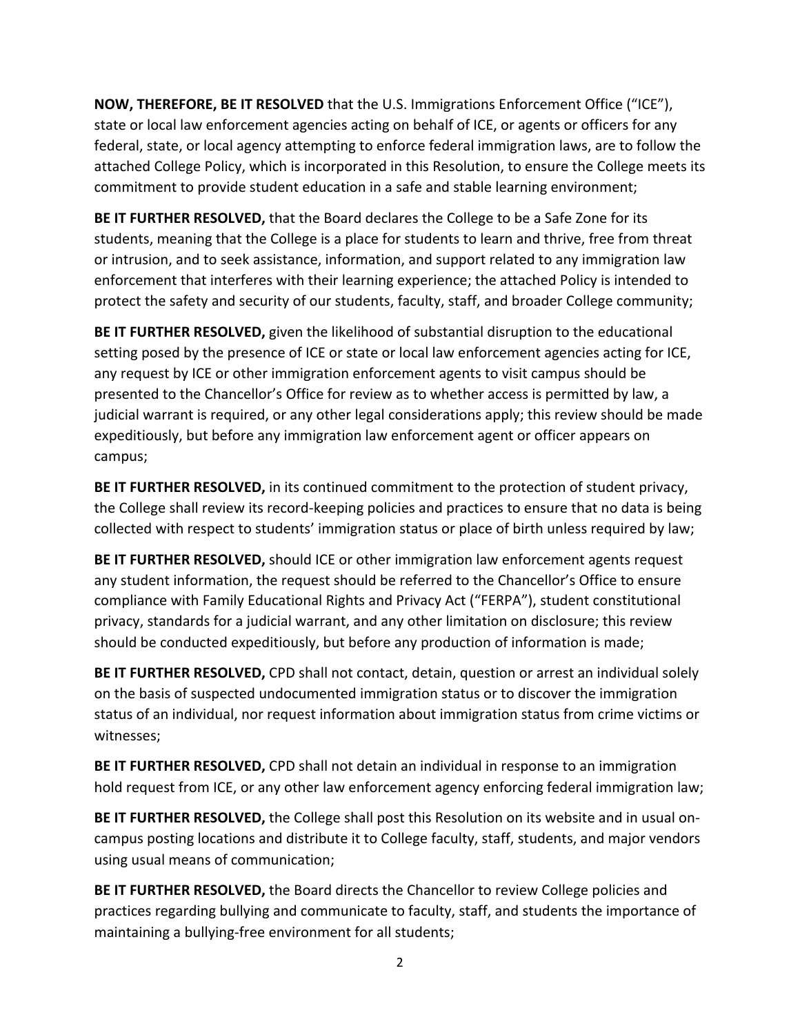**NOW, THEREFORE, BE IT RESOLVED** that the U.S. Immigrations Enforcement Office ("ICE"), state or local law enforcement agencies acting on behalf of ICE, or agents or officers for any federal, state, or local agency attempting to enforce federal immigration laws, are to follow the attached College Policy, which is incorporated in this Resolution, to ensure the College meets its commitment to provide student education in a safe and stable learning environment;

**BE IT FURTHER RESOLVED,** that the Board declares the College to be a Safe Zone for its students, meaning that the College is a place for students to learn and thrive, free from threat or intrusion, and to seek assistance, information, and support related to any immigration law enforcement that interferes with their learning experience; the attached Policy is intended to protect the safety and security of our students, faculty, staff, and broader College community;

**BE IT FURTHER RESOLVED,** given the likelihood of substantial disruption to the educational setting posed by the presence of ICE or state or local law enforcement agencies acting for ICE, any request by ICE or other immigration enforcement agents to visit campus should be presented to the Chancellor's Office for review as to whether access is permitted by law, a judicial warrant is required, or any other legal considerations apply; this review should be made expeditiously, but before any immigration law enforcement agent or officer appears on campus;

**BE IT FURTHER RESOLVED,** in its continued commitment to the protection of student privacy, the College shall review its record-keeping policies and practices to ensure that no data is being collected with respect to students' immigration status or place of birth unless required by law;

**BE IT FURTHER RESOLVED,** should ICE or other immigration law enforcement agents request any student information, the request should be referred to the Chancellor's Office to ensure compliance with Family Educational Rights and Privacy Act ("FERPA"), student constitutional privacy, standards for a judicial warrant, and any other limitation on disclosure; this review should be conducted expeditiously, but before any production of information is made;

**BE IT FURTHER RESOLVED,** CPD shall not contact, detain, question or arrest an individual solely on the basis of suspected undocumented immigration status or to discover the immigration status of an individual, nor request information about immigration status from crime victims or witnesses;

**BE IT FURTHER RESOLVED,** CPD shall not detain an individual in response to an immigration hold request from ICE, or any other law enforcement agency enforcing federal immigration law;

**BE IT FURTHER RESOLVED,** the College shall post this Resolution on its website and in usual on-campus posting locations and distribute it to College faculty, staff, students, and major vendors using usual means of communication;

**BE IT FURTHER RESOLVED,** the Board directs the Chancellor to review College policies and practices regarding bullying and communicate to faculty, staff, and students the importance of maintaining a bullying-free environment for all students;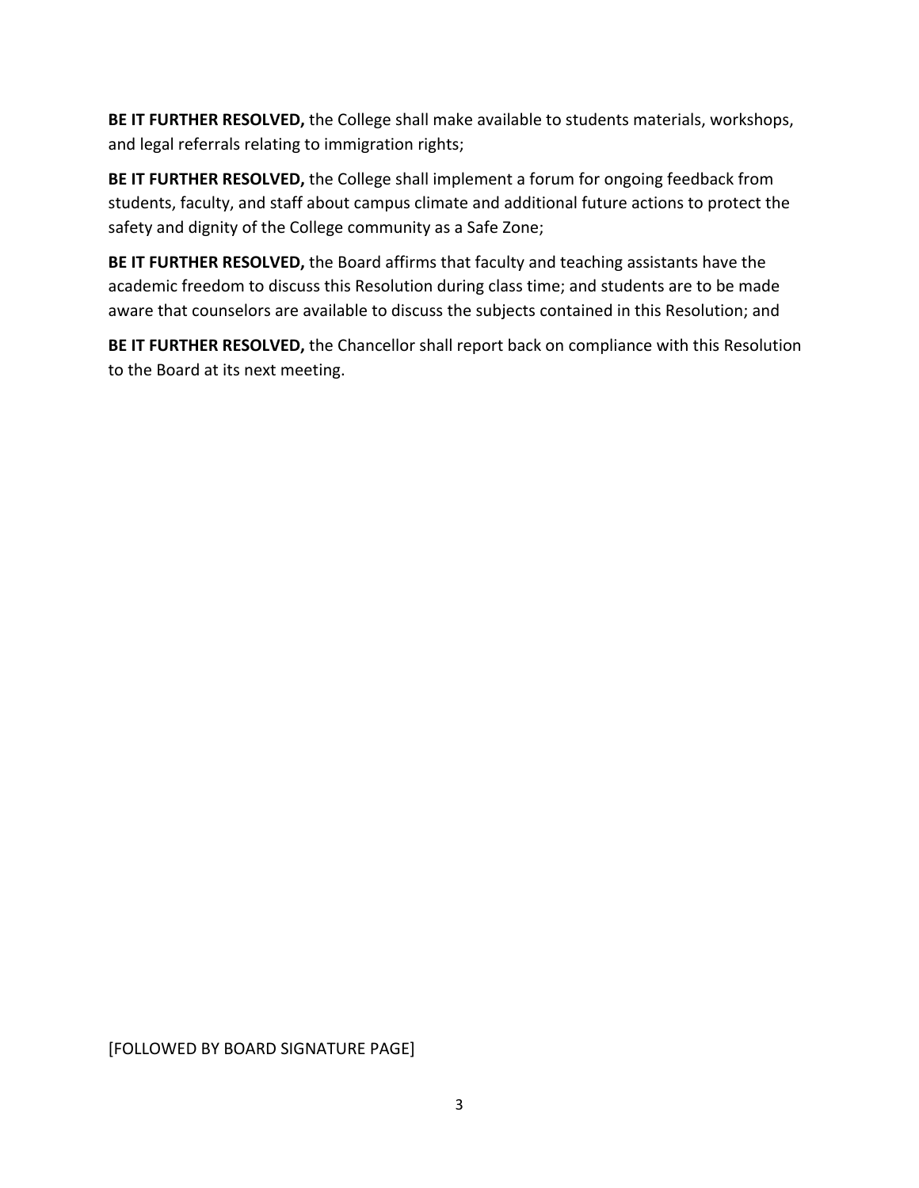**BE IT FURTHER RESOLVED,** the College shall make available to students materials, workshops, and legal referrals relating to immigration rights;

**BE IT FURTHER RESOLVED,** the College shall implement a forum for ongoing feedback from students, faculty, and staff about campus climate and additional future actions to protect the safety and dignity of the College community as a Safe Zone;

**BE IT FURTHER RESOLVED,** the Board affirms that faculty and teaching assistants have the academic freedom to discuss this Resolution during class time; and students are to be made aware that counselors are available to discuss the subjects contained in this Resolution; and

**BE IT FURTHER RESOLVED,** the Chancellor shall report back on compliance with this Resolution to the Board at its next meeting.

[FOLLOWED BY BOARD SIGNATURE PAGE]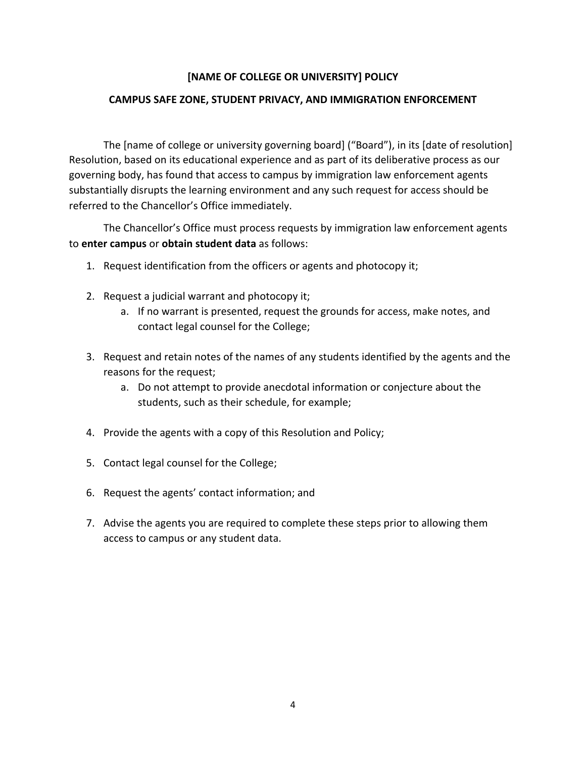**[NAME OF COLLEGE OR UNIVERSITY] POLICY**

**CAMPUS SAFE ZONE, STUDENT PRIVACY, AND IMMIGRATION ENFORCEMENT**

The [name of college or university governing board] ("Board"), in its [date of resolution] Resolution, based on its educational experience and as part of its deliberative process as our governing body, has found that access to campus by immigration law enforcement agents substantially disrupts the learning environment and any such request for access should be referred to the Chancellor's Office immediately.

The Chancellor's Office must process requests by immigration law enforcement agents to **enter campus** or **obtain student data** as follows:

1. Request identification from the officers or agents and photocopy it;

2. Request a judicial warrant and photocopy it;
   a. If no warrant is presented, request the grounds for access, make notes, and contact legal counsel for the College;

3. Request and retain notes of the names of any students identified by the agents and the reasons for the request;
   a. Do not attempt to provide anecdotal information or conjecture about the students, such as their schedule, for example;

4. Provide the agents with a copy of this Resolution and Policy;

5. Contact legal counsel for the College;

6. Request the agents' contact information; and

7. Advise the agents you are required to complete these steps prior to allowing them access to campus or any student data.